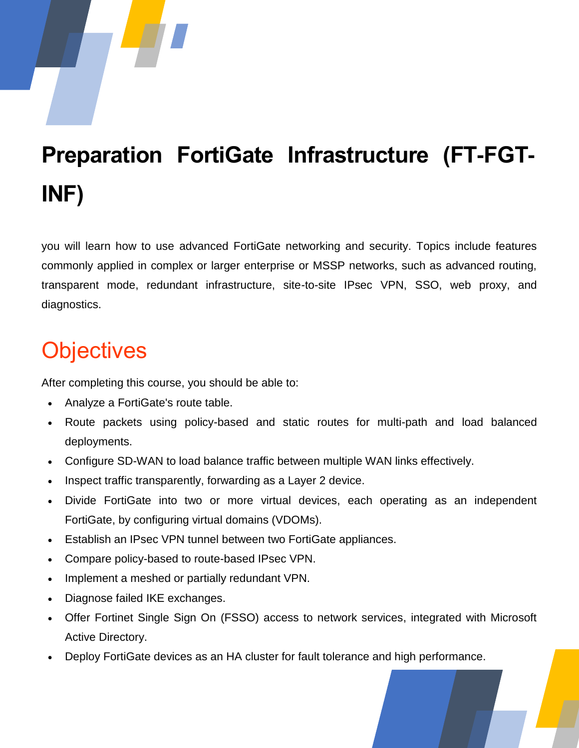# Preparation FortiGate Infrastructure (FT-FGT-INF)

you will learn how to use advanced FortiGate networking and security. Topics include features commonly applied in complex or larger enterprise or MSSP networks, such as advanced routing, transparent mode, redundant infrastructure, site-to-site IPsec VPN, SSO, web proxy, and diagnostics.

## Objectives

After completing this course, you should be able to:

- Analyze a FortiGate's route table.
- Route packets using policy-based and static routes for multi-path and load balanced deployments.
- Configure SD-WAN to load balance traffic between multiple WAN links effectively.
- Inspect traffic transparently, forwarding as a Layer 2 device.
- Divide FortiGate into two or more virtual devices, each operating as an independent FortiGate, by configuring virtual domains (VDOMs).
- Establish an IPsec VPN tunnel between two FortiGate appliances.
- Compare policy-based to route-based IPsec VPN.
- Implement a meshed or partially redundant VPN.
- Diagnose failed IKE exchanges.
- Offer Fortinet Single Sign On (FSSO) access to network services, integrated with Microsoft Active Directory.
- Deploy FortiGate devices as an HA cluster for fault tolerance and high performance.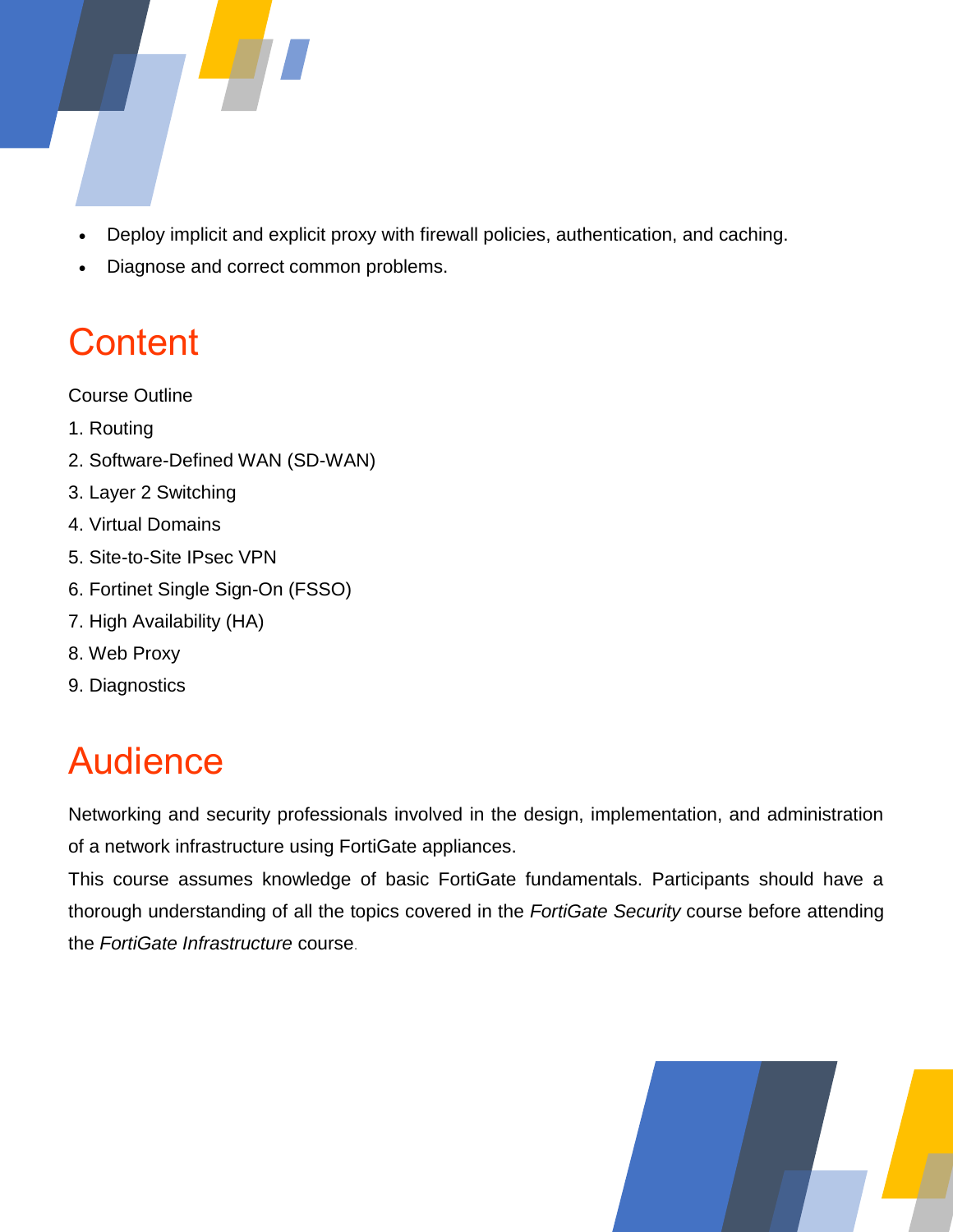- Deploy implicit and explicit proxy with firewall policies, authentication, and caching.
- Diagnose and correct common problems.

# Content

Course Outline

1. Routing
2. Software-Defined WAN (SD-WAN)
3. Layer 2 Switching
4. Virtual Domains
5. Site-to-Site IPsec VPN
6. Fortinet Single Sign-On (FSSO)
7. High Availability (HA)
8. Web Proxy
9. Diagnostics

# Audience

Networking and security professionals involved in the design, implementation, and administration of a network infrastructure using FortiGate appliances.

This course assumes knowledge of basic FortiGate fundamentals. Participants should have a thorough understanding of all the topics covered in the *FortiGate Security* course before attending the *FortiGate Infrastructure* course.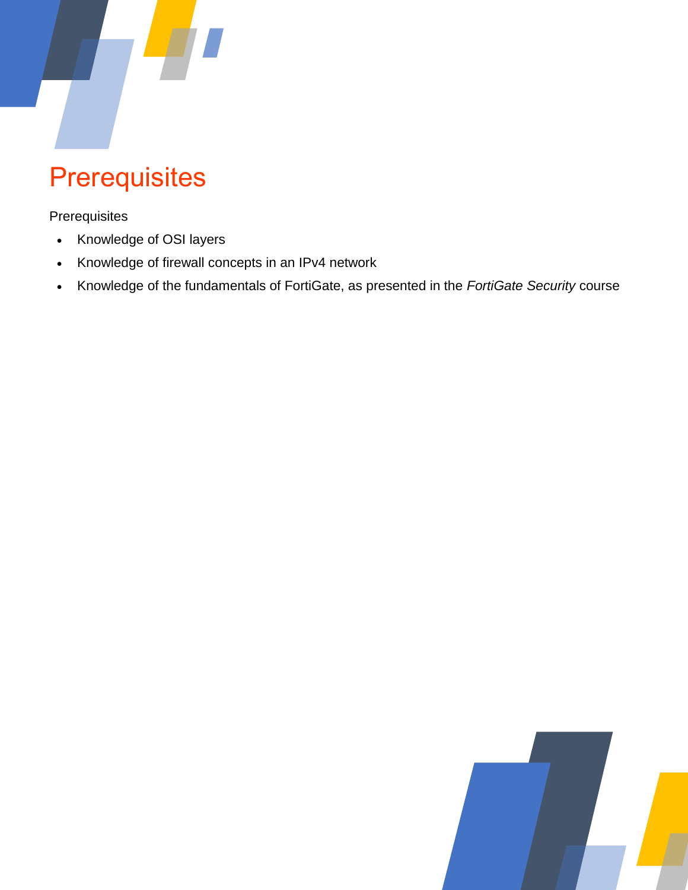# Prerequisites

Prerequisites

- Knowledge of OSI layers
- Knowledge of firewall concepts in an IPv4 network
- Knowledge of the fundamentals of FortiGate, as presented in the *FortiGate Security* course